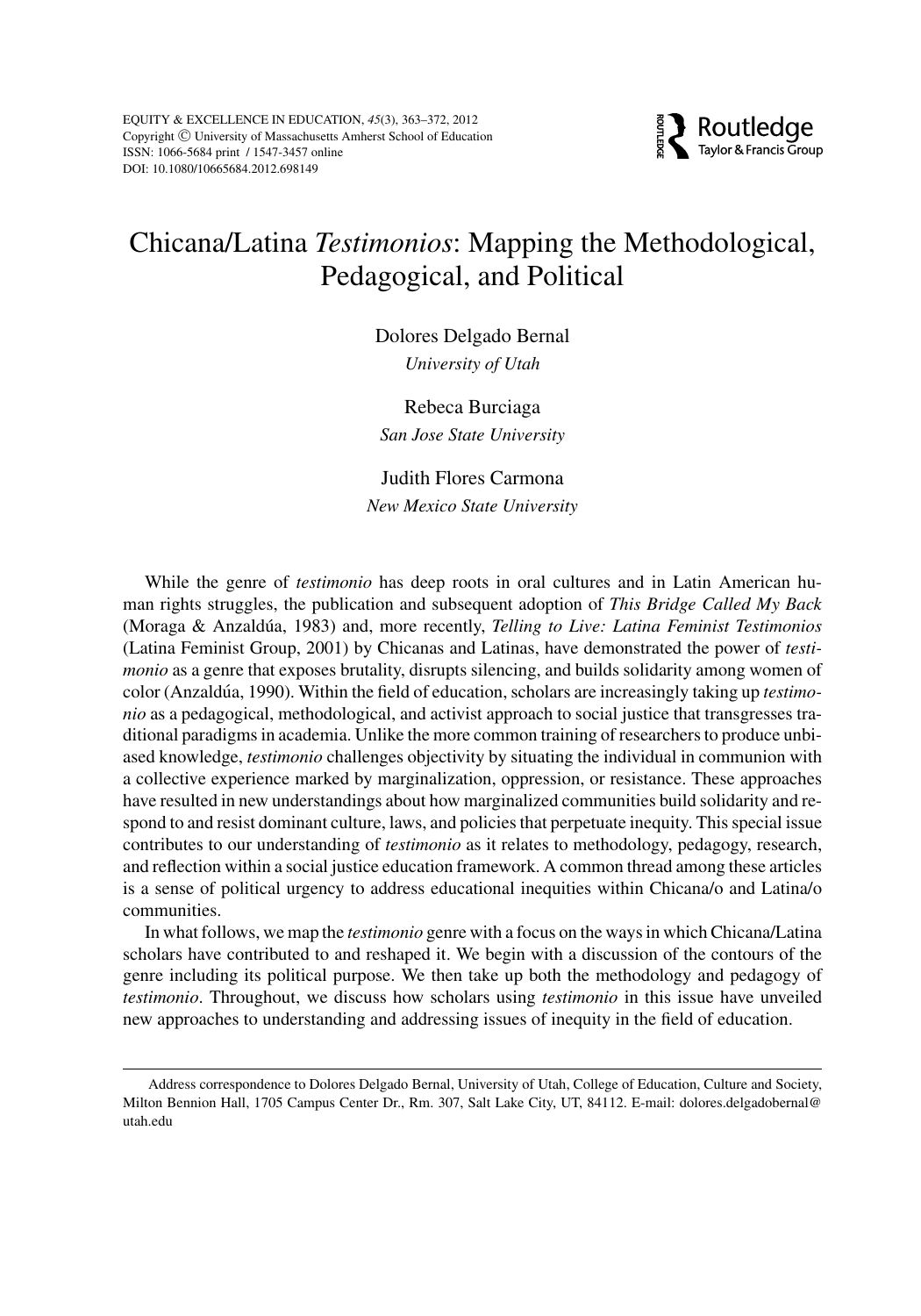# Chicana/Latina *Testimonios*: Mapping the Methodological, Pedagogical, and Political

Dolores Delgado Bernal
*University of Utah*

Rebeca Burciaga
*San Jose State University*

Judith Flores Carmona
*New Mexico State University*

While the genre of *testimonio* has deep roots in oral cultures and in Latin American human rights struggles, the publication and subsequent adoption of *This Bridge Called My Back* (Moraga & Anzaldúa, 1983) and, more recently, *Telling to Live: Latina Feminist Testimonios* (Latina Feminist Group, 2001) by Chicanas and Latinas, have demonstrated the power of *testimonio* as a genre that exposes brutality, disrupts silencing, and builds solidarity among women of color (Anzaldúa, 1990). Within the field of education, scholars are increasingly taking up *testimonio* as a pedagogical, methodological, and activist approach to social justice that transgresses traditional paradigms in academia. Unlike the more common training of researchers to produce unbiased knowledge, *testimonio* challenges objectivity by situating the individual in communion with a collective experience marked by marginalization, oppression, or resistance. These approaches have resulted in new understandings about how marginalized communities build solidarity and respond to and resist dominant culture, laws, and policies that perpetuate inequity. This special issue contributes to our understanding of *testimonio* as it relates to methodology, pedagogy, research, and reflection within a social justice education framework. A common thread among these articles is a sense of political urgency to address educational inequities within Chicana/o and Latina/o communities.

In what follows, we map the *testimonio* genre with a focus on the ways in which Chicana/Latina scholars have contributed to and reshaped it. We begin with a discussion of the contours of the genre including its political purpose. We then take up both the methodology and pedagogy of *testimonio*. Throughout, we discuss how scholars using *testimonio* in this issue have unveiled new approaches to understanding and addressing issues of inequity in the field of education.

Address correspondence to Dolores Delgado Bernal, University of Utah, College of Education, Culture and Society, Milton Bennion Hall, 1705 Campus Center Dr., Rm. 307, Salt Lake City, UT, 84112. E-mail: dolores.delgadobernal@utah.edu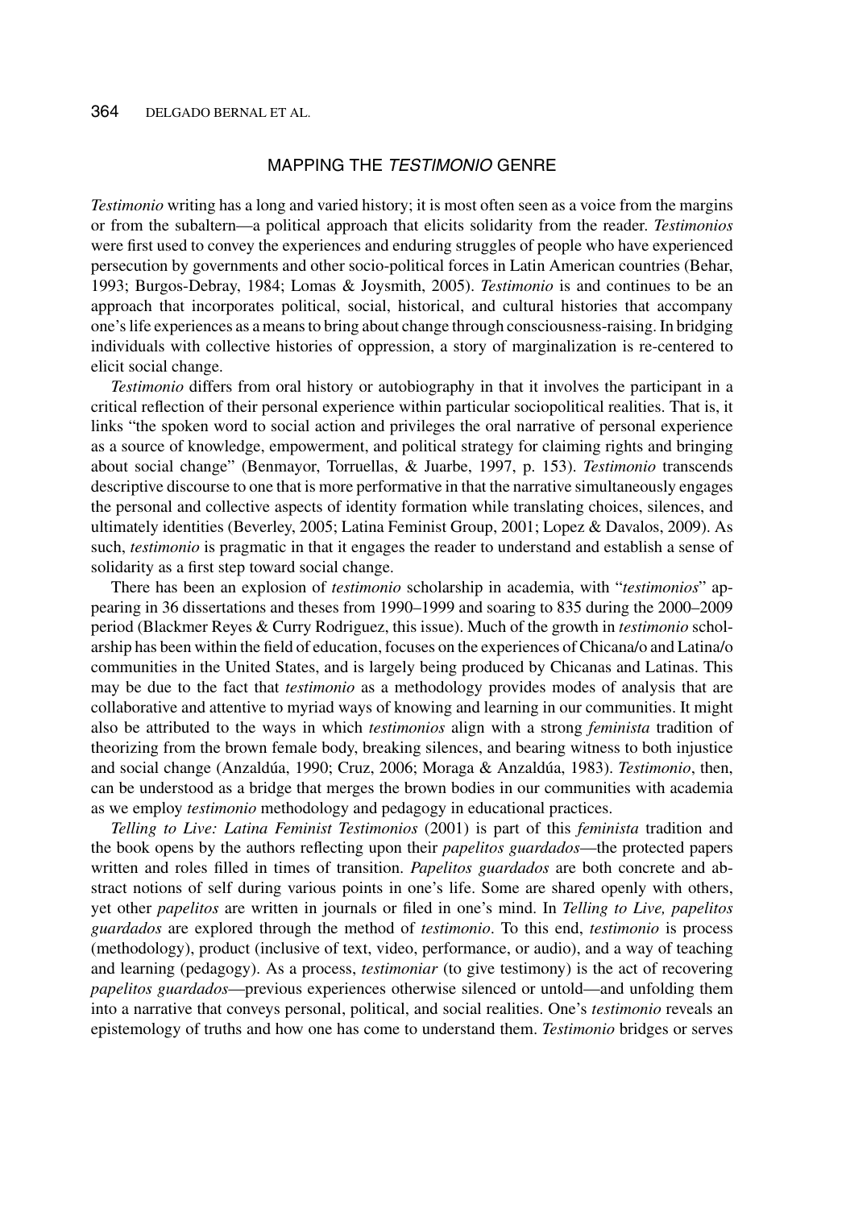## MAPPING THE *TESTIMONIO* GENRE

*Testimonio* writing has a long and varied history; it is most often seen as a voice from the margins or from the subaltern—a political approach that elicits solidarity from the reader. *Testimonios* were first used to convey the experiences and enduring struggles of people who have experienced persecution by governments and other socio-political forces in Latin American countries (Behar, 1993; Burgos-Debray, 1984; Lomas & Joysmith, 2005). *Testimonio* is and continues to be an approach that incorporates political, social, historical, and cultural histories that accompany one's life experiences as a means to bring about change through consciousness-raising. In bridging individuals with collective histories of oppression, a story of marginalization is re-centered to elicit social change.

*Testimonio* differs from oral history or autobiography in that it involves the participant in a critical reflection of their personal experience within particular sociopolitical realities. That is, it links "the spoken word to social action and privileges the oral narrative of personal experience as a source of knowledge, empowerment, and political strategy for claiming rights and bringing about social change" (Benmayor, Torruellas, & Juarbe, 1997, p. 153). *Testimonio* transcends descriptive discourse to one that is more performative in that the narrative simultaneously engages the personal and collective aspects of identity formation while translating choices, silences, and ultimately identities (Beverley, 2005; Latina Feminist Group, 2001; Lopez & Davalos, 2009). As such, *testimonio* is pragmatic in that it engages the reader to understand and establish a sense of solidarity as a first step toward social change.

There has been an explosion of *testimonio* scholarship in academia, with "*testimonios*" appearing in 36 dissertations and theses from 1990–1999 and soaring to 835 during the 2000–2009 period (Blackmer Reyes & Curry Rodriguez, this issue). Much of the growth in *testimonio* scholarship has been within the field of education, focuses on the experiences of Chicana/o and Latina/o communities in the United States, and is largely being produced by Chicanas and Latinas. This may be due to the fact that *testimonio* as a methodology provides modes of analysis that are collaborative and attentive to myriad ways of knowing and learning in our communities. It might also be attributed to the ways in which *testimonios* align with a strong *feminista* tradition of theorizing from the brown female body, breaking silences, and bearing witness to both injustice and social change (Anzaldúa, 1990; Cruz, 2006; Moraga & Anzaldúa, 1983). *Testimonio*, then, can be understood as a bridge that merges the brown bodies in our communities with academia as we employ *testimonio* methodology and pedagogy in educational practices.

*Telling to Live: Latina Feminist Testimonios* (2001) is part of this *feminista* tradition and the book opens by the authors reflecting upon their *papelitos guardados*—the protected papers written and roles filled in times of transition. *Papelitos guardados* are both concrete and abstract notions of self during various points in one's life. Some are shared openly with others, yet other *papelitos* are written in journals or filed in one's mind. In *Telling to Live, papelitos guardados* are explored through the method of *testimonio*. To this end, *testimonio* is process (methodology), product (inclusive of text, video, performance, or audio), and a way of teaching and learning (pedagogy). As a process, *testimoniar* (to give testimony) is the act of recovering *papelitos guardados*—previous experiences otherwise silenced or untold—and unfolding them into a narrative that conveys personal, political, and social realities. One's *testimonio* reveals an epistemology of truths and how one has come to understand them. *Testimonio* bridges or serves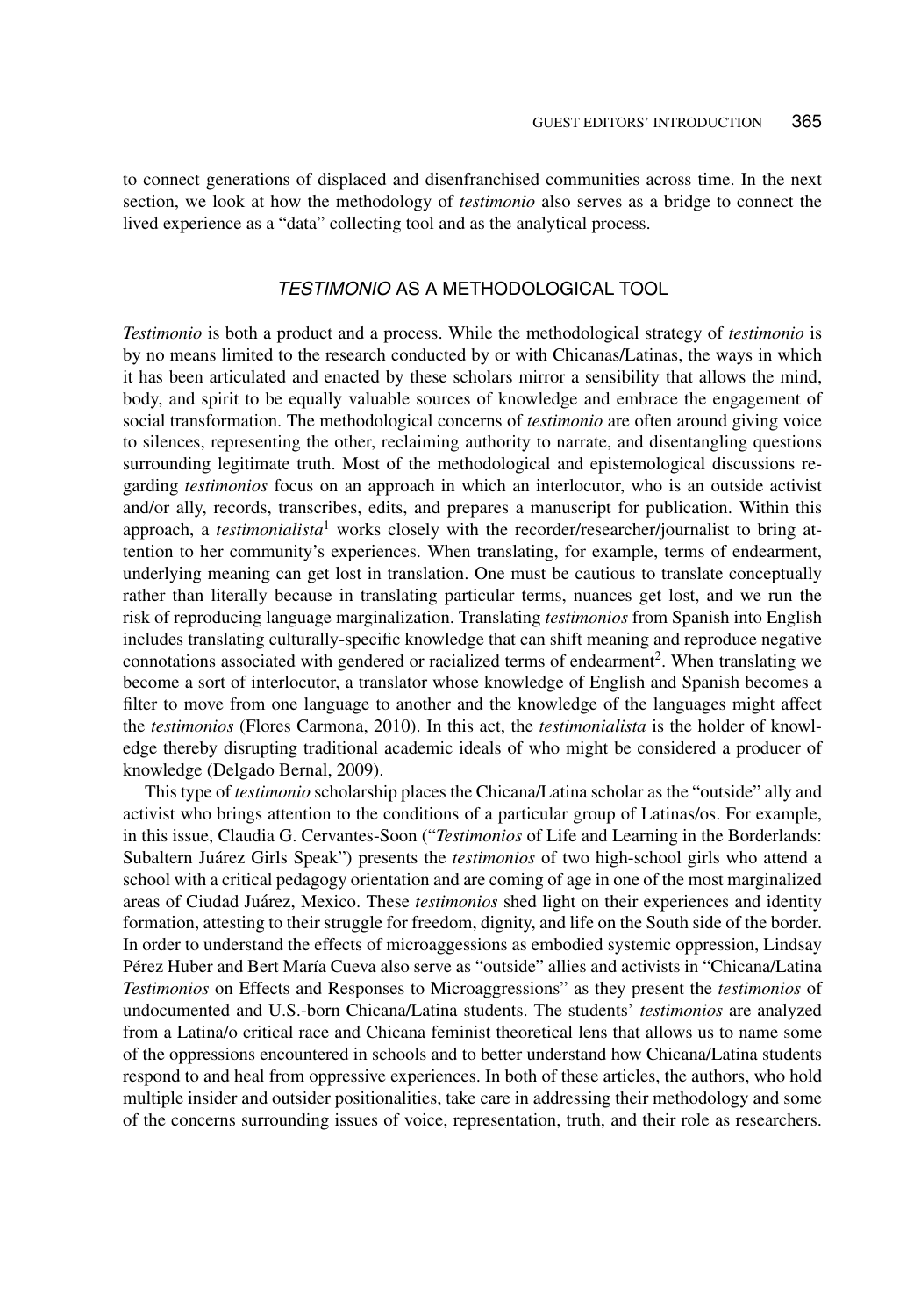to connect generations of displaced and disenfranchised communities across time. In the next section, we look at how the methodology of *testimonio* also serves as a bridge to connect the lived experience as a "data" collecting tool and as the analytical process.

## *TESTIMONIO* AS A METHODOLOGICAL TOOL

*Testimonio* is both a product and a process. While the methodological strategy of *testimonio* is by no means limited to the research conducted by or with Chicanas/Latinas, the ways in which it has been articulated and enacted by these scholars mirror a sensibility that allows the mind, body, and spirit to be equally valuable sources of knowledge and embrace the engagement of social transformation. The methodological concerns of *testimonio* are often around giving voice to silences, representing the other, reclaiming authority to narrate, and disentangling questions surrounding legitimate truth. Most of the methodological and epistemological discussions regarding *testimonios* focus on an approach in which an interlocutor, who is an outside activist and/or ally, records, transcribes, edits, and prepares a manuscript for publication. Within this approach, a *testimonialista*[1] works closely with the recorder/researcher/journalist to bring attention to her community's experiences. When translating, for example, terms of endearment, underlying meaning can get lost in translation. One must be cautious to translate conceptually rather than literally because in translating particular terms, nuances get lost, and we run the risk of reproducing language marginalization. Translating *testimonios* from Spanish into English includes translating culturally-specific knowledge that can shift meaning and reproduce negative connotations associated with gendered or racialized terms of endearment[2]. When translating we become a sort of interlocutor, a translator whose knowledge of English and Spanish becomes a filter to move from one language to another and the knowledge of the languages might affect the *testimonios* (Flores Carmona, 2010). In this act, the *testimonialista* is the holder of knowledge thereby disrupting traditional academic ideals of who might be considered a producer of knowledge (Delgado Bernal, 2009).

This type of *testimonio* scholarship places the Chicana/Latina scholar as the "outside" ally and activist who brings attention to the conditions of a particular group of Latinas/os. For example, in this issue, Claudia G. Cervantes-Soon ("*Testimonios* of Life and Learning in the Borderlands: Subaltern Juárez Girls Speak") presents the *testimonios* of two high-school girls who attend a school with a critical pedagogy orientation and are coming of age in one of the most marginalized areas of Ciudad Juárez, Mexico. These *testimonios* shed light on their experiences and identity formation, attesting to their struggle for freedom, dignity, and life on the South side of the border. In order to understand the effects of microaggressions as embodied systemic oppression, Lindsay Pérez Huber and Bert María Cueva also serve as "outside" allies and activists in "Chicana/Latina *Testimonios* on Effects and Responses to Microaggressions" as they present the *testimonios* of undocumented and U.S.-born Chicana/Latina students. The students' *testimonios* are analyzed from a Latina/o critical race and Chicana feminist theoretical lens that allows us to name some of the oppressions encountered in schools and to better understand how Chicana/Latina students respond to and heal from oppressive experiences. In both of these articles, the authors, who hold multiple insider and outsider positionalities, take care in addressing their methodology and some of the concerns surrounding issues of voice, representation, truth, and their role as researchers.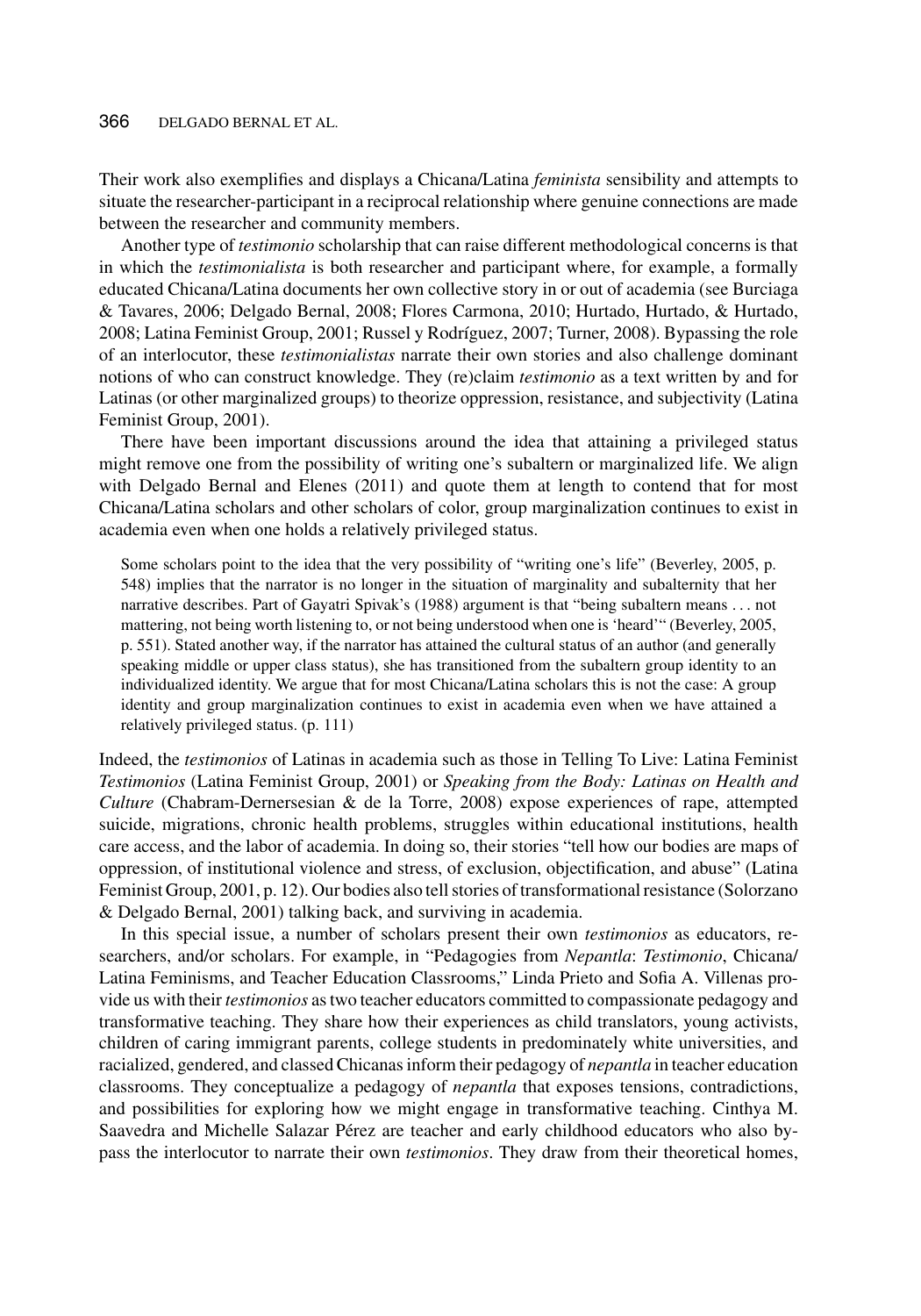Their work also exemplifies and displays a Chicana/Latina *feminista* sensibility and attempts to situate the researcher-participant in a reciprocal relationship where genuine connections are made between the researcher and community members.

Another type of *testimonio* scholarship that can raise different methodological concerns is that in which the *testimonialista* is both researcher and participant where, for example, a formally educated Chicana/Latina documents her own collective story in or out of academia (see Burciaga & Tavares, 2006; Delgado Bernal, 2008; Flores Carmona, 2010; Hurtado, Hurtado, & Hurtado, 2008; Latina Feminist Group, 2001; Russel y Rodríguez, 2007; Turner, 2008). Bypassing the role of an interlocutor, these *testimonialistas* narrate their own stories and also challenge dominant notions of who can construct knowledge. They (re)claim *testimonio* as a text written by and for Latinas (or other marginalized groups) to theorize oppression, resistance, and subjectivity (Latina Feminist Group, 2001).

There have been important discussions around the idea that attaining a privileged status might remove one from the possibility of writing one's subaltern or marginalized life. We align with Delgado Bernal and Elenes (2011) and quote them at length to contend that for most Chicana/Latina scholars and other scholars of color, group marginalization continues to exist in academia even when one holds a relatively privileged status.

> Some scholars point to the idea that the very possibility of "writing one's life" (Beverley, 2005, p. 548) implies that the narrator is no longer in the situation of marginality and subalternity that her narrative describes. Part of Gayatri Spivak's (1988) argument is that "being subaltern means . . . not mattering, not being worth listening to, or not being understood when one is 'heard'" (Beverley, 2005, p. 551). Stated another way, if the narrator has attained the cultural status of an author (and generally speaking middle or upper class status), she has transitioned from the subaltern group identity to an individualized identity. We argue that for most Chicana/Latina scholars this is not the case: A group identity and group marginalization continues to exist in academia even when we have attained a relatively privileged status. (p. 111)

Indeed, the *testimonios* of Latinas in academia such as those in Telling To Live: Latina Feminist *Testimonios* (Latina Feminist Group, 2001) or *Speaking from the Body: Latinas on Health and Culture* (Chabram-Dernersesian & de la Torre, 2008) expose experiences of rape, attempted suicide, migrations, chronic health problems, struggles within educational institutions, health care access, and the labor of academia. In doing so, their stories "tell how our bodies are maps of oppression, of institutional violence and stress, of exclusion, objectification, and abuse" (Latina Feminist Group, 2001, p. 12). Our bodies also tell stories of transformational resistance (Solorzano & Delgado Bernal, 2001) talking back, and surviving in academia.

In this special issue, a number of scholars present their own *testimonios* as educators, researchers, and/or scholars. For example, in "Pedagogies from *Nepantla*: *Testimonio*, Chicana/Latina Feminisms, and Teacher Education Classrooms," Linda Prieto and Sofia A. Villenas provide us with their *testimonios* as two teacher educators committed to compassionate pedagogy and transformative teaching. They share how their experiences as child translators, young activists, children of caring immigrant parents, college students in predominately white universities, and racialized, gendered, and classed Chicanas inform their pedagogy of *nepantla* in teacher education classrooms. They conceptualize a pedagogy of *nepantla* that exposes tensions, contradictions, and possibilities for exploring how we might engage in transformative teaching. Cinthya M. Saavedra and Michelle Salazar Pérez are teacher and early childhood educators who also bypass the interlocutor to narrate their own *testimonios*. They draw from their theoretical homes,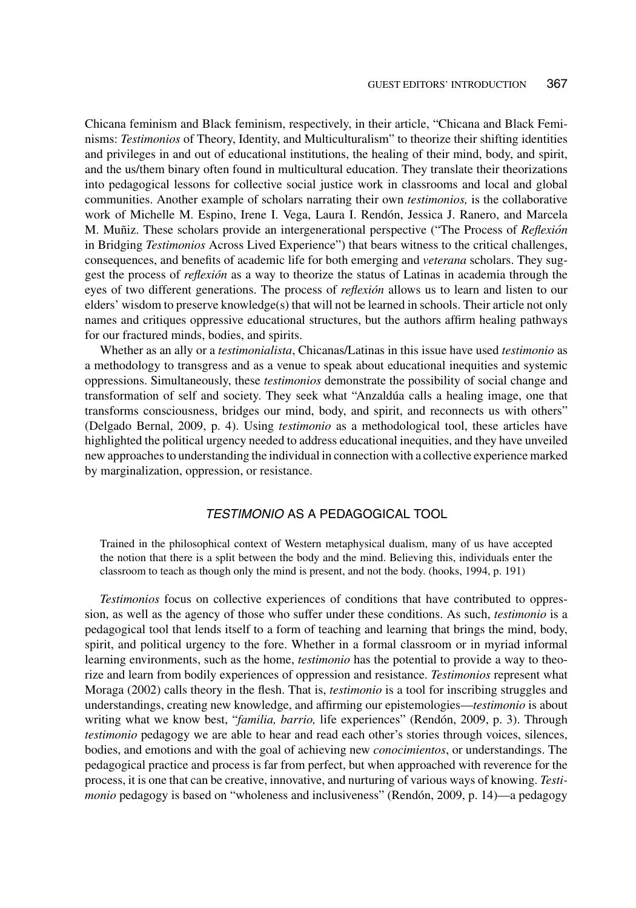Chicana feminism and Black feminism, respectively, in their article, "Chicana and Black Feminisms: *Testimonios* of Theory, Identity, and Multiculturalism" to theorize their shifting identities and privileges in and out of educational institutions, the healing of their mind, body, and spirit, and the us/them binary often found in multicultural education. They translate their theorizations into pedagogical lessons for collective social justice work in classrooms and local and global communities. Another example of scholars narrating their own *testimonios,* is the collaborative work of Michelle M. Espino, Irene I. Vega, Laura I. Rendón, Jessica J. Ranero, and Marcela M. Muñiz. These scholars provide an intergenerational perspective ("The Process of *Reflexión* in Bridging *Testimonios* Across Lived Experience") that bears witness to the critical challenges, consequences, and benefits of academic life for both emerging and *veterana* scholars. They suggest the process of *reflexión* as a way to theorize the status of Latinas in academia through the eyes of two different generations. The process of *reflexión* allows us to learn and listen to our elders' wisdom to preserve knowledge(s) that will not be learned in schools. Their article not only names and critiques oppressive educational structures, but the authors affirm healing pathways for our fractured minds, bodies, and spirits.

Whether as an ally or a *testimonialista*, Chicanas/Latinas in this issue have used *testimonio* as a methodology to transgress and as a venue to speak about educational inequities and systemic oppressions. Simultaneously, these *testimonios* demonstrate the possibility of social change and transformation of self and society. They seek what "Anzaldúa calls a healing image, one that transforms consciousness, bridges our mind, body, and spirit, and reconnects us with others" (Delgado Bernal, 2009, p. 4). Using *testimonio* as a methodological tool, these articles have highlighted the political urgency needed to address educational inequities, and they have unveiled new approaches to understanding the individual in connection with a collective experience marked by marginalization, oppression, or resistance.

## *TESTIMONIO* AS A PEDAGOGICAL TOOL

> Trained in the philosophical context of Western metaphysical dualism, many of us have accepted the notion that there is a split between the body and the mind. Believing this, individuals enter the classroom to teach as though only the mind is present, and not the body. (hooks, 1994, p. 191)

*Testimonios* focus on collective experiences of conditions that have contributed to oppression, as well as the agency of those who suffer under these conditions. As such, *testimonio* is a pedagogical tool that lends itself to a form of teaching and learning that brings the mind, body, spirit, and political urgency to the fore. Whether in a formal classroom or in myriad informal learning environments, such as the home, *testimonio* has the potential to provide a way to theorize and learn from bodily experiences of oppression and resistance. *Testimonios* represent what Moraga (2002) calls theory in the flesh. That is, *testimonio* is a tool for inscribing struggles and understandings, creating new knowledge, and affirming our epistemologies—*testimonio* is about writing what we know best, "*familia, barrio,* life experiences" (Rendón, 2009, p. 3). Through *testimonio* pedagogy we are able to hear and read each other's stories through voices, silences, bodies, and emotions and with the goal of achieving new *conocimientos*, or understandings. The pedagogical practice and process is far from perfect, but when approached with reverence for the process, it is one that can be creative, innovative, and nurturing of various ways of knowing. *Testimonio* pedagogy is based on "wholeness and inclusiveness" (Rendón, 2009, p. 14)—a pedagogy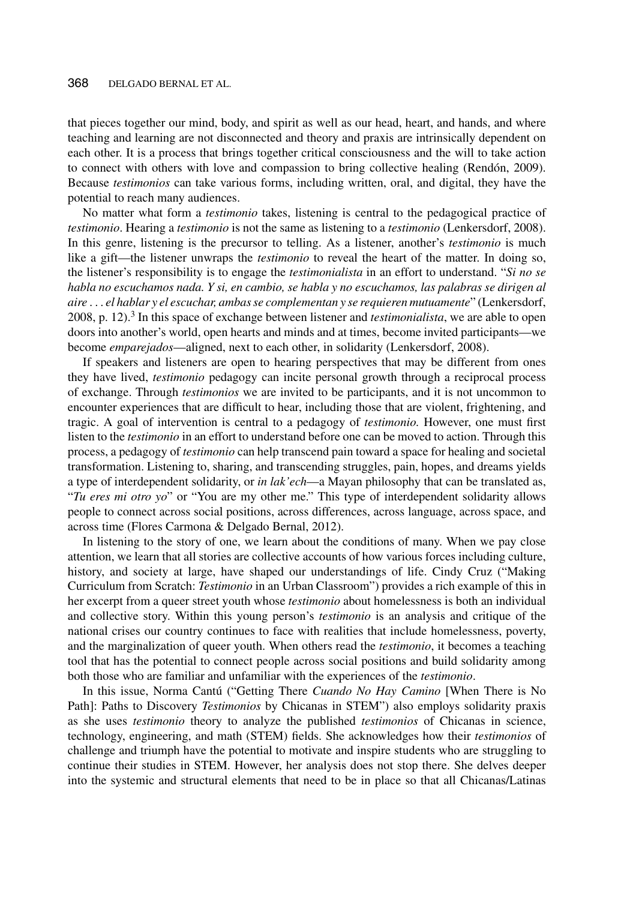that pieces together our mind, body, and spirit as well as our head, heart, and hands, and where teaching and learning are not disconnected and theory and praxis are intrinsically dependent on each other. It is a process that brings together critical consciousness and the will to take action to connect with others with love and compassion to bring collective healing (Rendón, 2009). Because *testimonios* can take various forms, including written, oral, and digital, they have the potential to reach many audiences.

No matter what form a *testimonio* takes, listening is central to the pedagogical practice of *testimonio*. Hearing a *testimonio* is not the same as listening to a *testimonio* (Lenkersdorf, 2008). In this genre, listening is the precursor to telling. As a listener, another's *testimonio* is much like a gift—the listener unwraps the *testimonio* to reveal the heart of the matter. In doing so, the listener's responsibility is to engage the *testimonialista* in an effort to understand. "*Si no se habla no escuchamos nada. Y si, en cambio, se habla y no escuchamos, las palabras se dirigen al aire . . . el hablar y el escuchar, ambas se complementan y se requieren mutuamente*" (Lenkersdorf, 2008, p. 12).[3] In this space of exchange between listener and *testimonialista*, we are able to open doors into another's world, open hearts and minds and at times, become invited participants—we become *emparejados*—aligned, next to each other, in solidarity (Lenkersdorf, 2008).

If speakers and listeners are open to hearing perspectives that may be different from ones they have lived, *testimonio* pedagogy can incite personal growth through a reciprocal process of exchange. Through *testimonios* we are invited to be participants, and it is not uncommon to encounter experiences that are difficult to hear, including those that are violent, frightening, and tragic. A goal of intervention is central to a pedagogy of *testimonio*. However, one must first listen to the *testimonio* in an effort to understand before one can be moved to action. Through this process, a pedagogy of *testimonio* can help transcend pain toward a space for healing and societal transformation. Listening to, sharing, and transcending struggles, pain, hopes, and dreams yields a type of interdependent solidarity, or *in lak'ech*—a Mayan philosophy that can be translated as, "*Tu eres mi otro yo*" or "You are my other me." This type of interdependent solidarity allows people to connect across social positions, across differences, across language, across space, and across time (Flores Carmona & Delgado Bernal, 2012).

In listening to the story of one, we learn about the conditions of many. When we pay close attention, we learn that all stories are collective accounts of how various forces including culture, history, and society at large, have shaped our understandings of life. Cindy Cruz ("Making Curriculum from Scratch: *Testimonio* in an Urban Classroom") provides a rich example of this in her excerpt from a queer street youth whose *testimonio* about homelessness is both an individual and collective story. Within this young person's *testimonio* is an analysis and critique of the national crises our country continues to face with realities that include homelessness, poverty, and the marginalization of queer youth. When others read the *testimonio*, it becomes a teaching tool that has the potential to connect people across social positions and build solidarity among both those who are familiar and unfamiliar with the experiences of the *testimonio*.

In this issue, Norma Cantú ("Getting There *Cuando No Hay Camino* [When There is No Path]: Paths to Discovery *Testimonios* by Chicanas in STEM") also employs solidarity praxis as she uses *testimonio* theory to analyze the published *testimonios* of Chicanas in science, technology, engineering, and math (STEM) fields. She acknowledges how their *testimonios* of challenge and triumph have the potential to motivate and inspire students who are struggling to continue their studies in STEM. However, her analysis does not stop there. She delves deeper into the systemic and structural elements that need to be in place so that all Chicanas/Latinas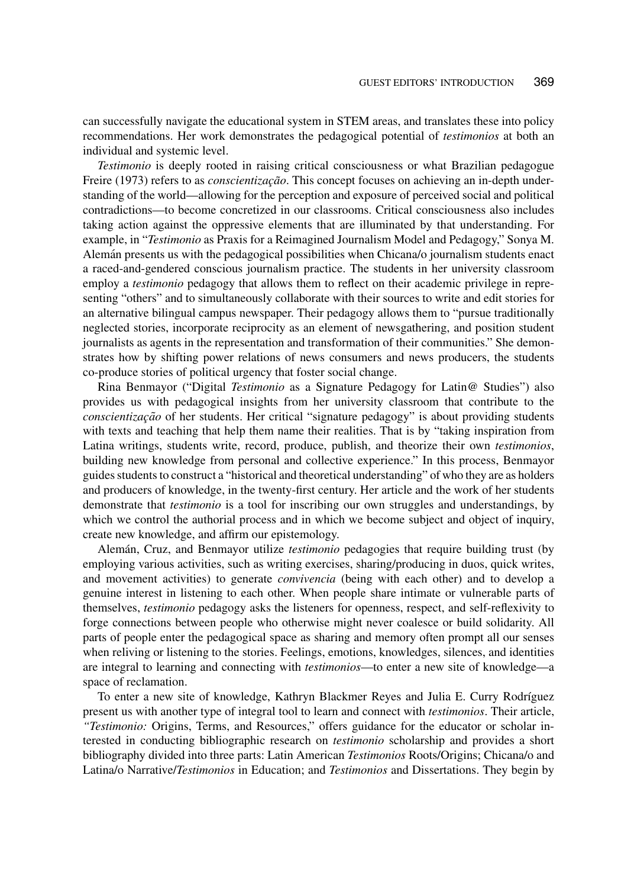can successfully navigate the educational system in STEM areas, and translates these into policy recommendations. Her work demonstrates the pedagogical potential of *testimonios* at both an individual and systemic level.

*Testimonio* is deeply rooted in raising critical consciousness or what Brazilian pedagogue Freire (1973) refers to as *conscientização*. This concept focuses on achieving an in-depth understanding of the world—allowing for the perception and exposure of perceived social and political contradictions—to become concretized in our classrooms. Critical consciousness also includes taking action against the oppressive elements that are illuminated by that understanding. For example, in "*Testimonio* as Praxis for a Reimagined Journalism Model and Pedagogy," Sonya M. Alemán presents us with the pedagogical possibilities when Chicana/o journalism students enact a raced-and-gendered conscious journalism practice. The students in her university classroom employ a *testimonio* pedagogy that allows them to reflect on their academic privilege in representing "others" and to simultaneously collaborate with their sources to write and edit stories for an alternative bilingual campus newspaper. Their pedagogy allows them to "pursue traditionally neglected stories, incorporate reciprocity as an element of newsgathering, and position student journalists as agents in the representation and transformation of their communities." She demonstrates how by shifting power relations of news consumers and news producers, the students co-produce stories of political urgency that foster social change.

Rina Benmayor ("Digital *Testimonio* as a Signature Pedagogy for Latin@ Studies") also provides us with pedagogical insights from her university classroom that contribute to the *conscientização* of her students. Her critical "signature pedagogy" is about providing students with texts and teaching that help them name their realities. That is by "taking inspiration from Latina writings, students write, record, produce, publish, and theorize their own *testimonios*, building new knowledge from personal and collective experience." In this process, Benmayor guides students to construct a "historical and theoretical understanding" of who they are as holders and producers of knowledge, in the twenty-first century. Her article and the work of her students demonstrate that *testimonio* is a tool for inscribing our own struggles and understandings, by which we control the authorial process and in which we become subject and object of inquiry, create new knowledge, and affirm our epistemology.

Alemán, Cruz, and Benmayor utilize *testimonio* pedagogies that require building trust (by employing various activities, such as writing exercises, sharing/producing in duos, quick writes, and movement activities) to generate *convivencia* (being with each other) and to develop a genuine interest in listening to each other. When people share intimate or vulnerable parts of themselves, *testimonio* pedagogy asks the listeners for openness, respect, and self-reflexivity to forge connections between people who otherwise might never coalesce or build solidarity. All parts of people enter the pedagogical space as sharing and memory often prompt all our senses when reliving or listening to the stories. Feelings, emotions, knowledges, silences, and identities are integral to learning and connecting with *testimonios*—to enter a new site of knowledge—a space of reclamation.

To enter a new site of knowledge, Kathryn Blackmer Reyes and Julia E. Curry Rodríguez present us with another type of integral tool to learn and connect with *testimonios*. Their article, *"Testimonio:* Origins, Terms, and Resources," offers guidance for the educator or scholar interested in conducting bibliographic research on *testimonio* scholarship and provides a short bibliography divided into three parts: Latin American *Testimonios* Roots/Origins; Chicana/o and Latina/o Narrative/*Testimonios* in Education; and *Testimonios* and Dissertations. They begin by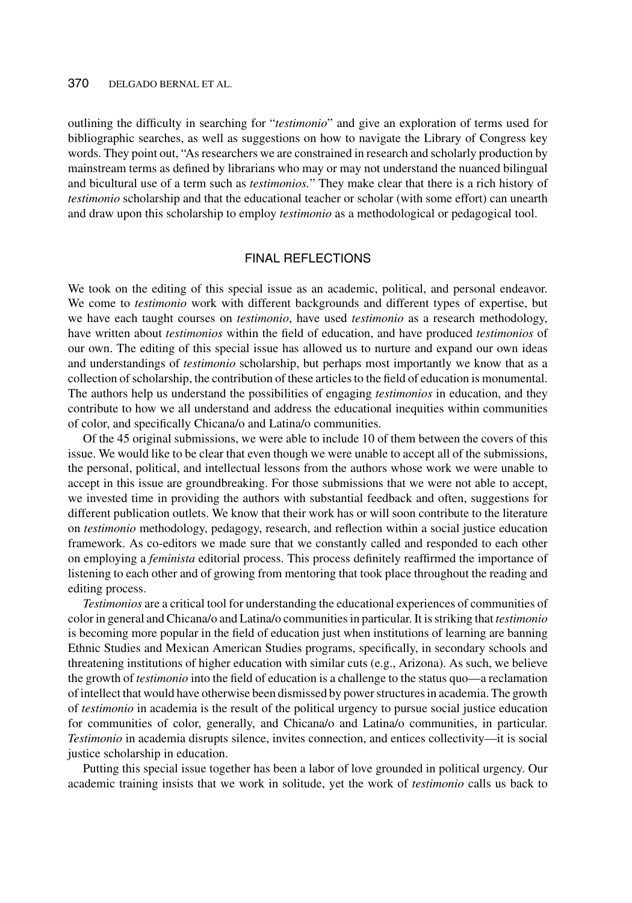outlining the difficulty in searching for "*testimonio*" and give an exploration of terms used for bibliographic searches, as well as suggestions on how to navigate the Library of Congress key words. They point out, "As researchers we are constrained in research and scholarly production by mainstream terms as defined by librarians who may or may not understand the nuanced bilingual and bicultural use of a term such as *testimonios*." They make clear that there is a rich history of *testimonio* scholarship and that the educational teacher or scholar (with some effort) can unearth and draw upon this scholarship to employ *testimonio* as a methodological or pedagogical tool.

## FINAL REFLECTIONS

We took on the editing of this special issue as an academic, political, and personal endeavor. We come to *testimonio* work with different backgrounds and different types of expertise, but we have each taught courses on *testimonio*, have used *testimonio* as a research methodology, have written about *testimonios* within the field of education, and have produced *testimonios* of our own. The editing of this special issue has allowed us to nurture and expand our own ideas and understandings of *testimonio* scholarship, but perhaps most importantly we know that as a collection of scholarship, the contribution of these articles to the field of education is monumental. The authors help us understand the possibilities of engaging *testimonios* in education, and they contribute to how we all understand and address the educational inequities within communities of color, and specifically Chicana/o and Latina/o communities.

Of the 45 original submissions, we were able to include 10 of them between the covers of this issue. We would like to be clear that even though we were unable to accept all of the submissions, the personal, political, and intellectual lessons from the authors whose work we were unable to accept in this issue are groundbreaking. For those submissions that we were not able to accept, we invested time in providing the authors with substantial feedback and often, suggestions for different publication outlets. We know that their work has or will soon contribute to the literature on *testimonio* methodology, pedagogy, research, and reflection within a social justice education framework. As co-editors we made sure that we constantly called and responded to each other on employing a *feminista* editorial process. This process definitely reaffirmed the importance of listening to each other and of growing from mentoring that took place throughout the reading and editing process.

*Testimonios* are a critical tool for understanding the educational experiences of communities of color in general and Chicana/o and Latina/o communities in particular. It is striking that *testimonio* is becoming more popular in the field of education just when institutions of learning are banning Ethnic Studies and Mexican American Studies programs, specifically, in secondary schools and threatening institutions of higher education with similar cuts (e.g., Arizona). As such, we believe the growth of *testimonio* into the field of education is a challenge to the status quo—a reclamation of intellect that would have otherwise been dismissed by power structures in academia. The growth of *testimonio* in academia is the result of the political urgency to pursue social justice education for communities of color, generally, and Chicana/o and Latina/o communities, in particular. *Testimonio* in academia disrupts silence, invites connection, and entices collectivity—it is social justice scholarship in education.

Putting this special issue together has been a labor of love grounded in political urgency. Our academic training insists that we work in solitude, yet the work of *testimonio* calls us back to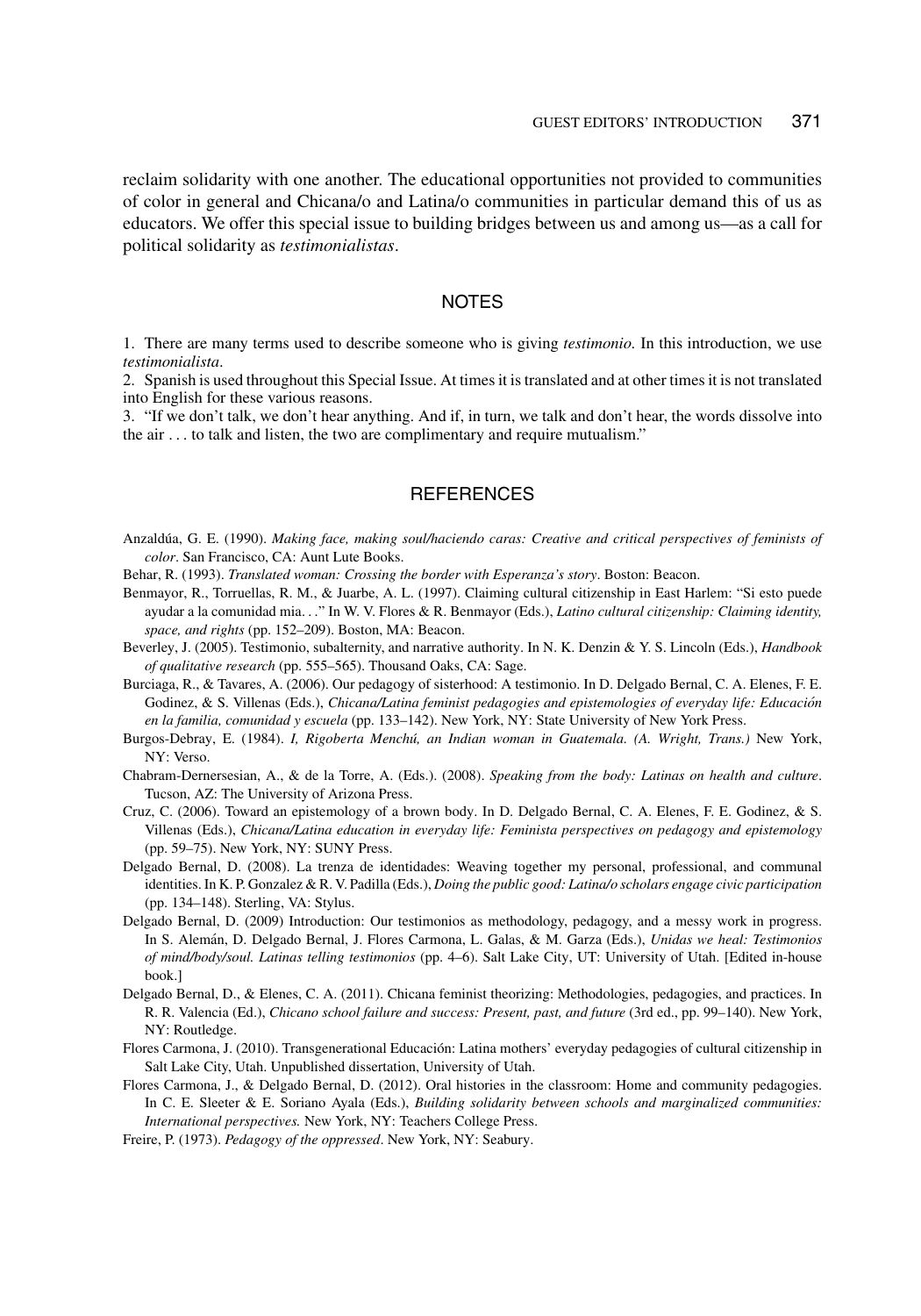reclaim solidarity with one another. The educational opportunities not provided to communities of color in general and Chicana/o and Latina/o communities in particular demand this of us as educators. We offer this special issue to building bridges between us and among us—as a call for political solidarity as *testimonialistas*.

## NOTES

1. There are many terms used to describe someone who is giving *testimonio*. In this introduction, we use *testimonialista*.
2. Spanish is used throughout this Special Issue. At times it is translated and at other times it is not translated into English for these various reasons.
3. "If we don't talk, we don't hear anything. And if, in turn, we talk and don't hear, the words dissolve into the air . . . to talk and listen, the two are complimentary and require mutualism."

## REFERENCES

Anzaldúa, G. E. (1990). *Making face, making soul/haciendo caras: Creative and critical perspectives of feminists of color*. San Francisco, CA: Aunt Lute Books.

Behar, R. (1993). *Translated woman: Crossing the border with Esperanza's story*. Boston: Beacon.

Benmayor, R., Torruellas, R. M., & Juarbe, A. L. (1997). Claiming cultural citizenship in East Harlem: "Si esto puede ayudar a la comunidad mia. . ." In W. V. Flores & R. Benmayor (Eds.), *Latino cultural citizenship: Claiming identity, space, and rights* (pp. 152–209). Boston, MA: Beacon.

Beverley, J. (2005). Testimonio, subalternity, and narrative authority. In N. K. Denzin & Y. S. Lincoln (Eds.), *Handbook of qualitative research* (pp. 555–565). Thousand Oaks, CA: Sage.

Burciaga, R., & Tavares, A. (2006). Our pedagogy of sisterhood: A testimonio. In D. Delgado Bernal, C. A. Elenes, F. E. Godinez, & S. Villenas (Eds.), *Chicana/Latina feminist pedagogies and epistemologies of everyday life: Educación en la familia, comunidad y escuela* (pp. 133–142). New York, NY: State University of New York Press.

Burgos-Debray, E. (1984). *I, Rigoberta Menchú, an Indian woman in Guatemala. (A. Wright, Trans.)* New York, NY: Verso.

Chabram-Dernersesian, A., & de la Torre, A. (Eds.). (2008). *Speaking from the body: Latinas on health and culture*. Tucson, AZ: The University of Arizona Press.

Cruz, C. (2006). Toward an epistemology of a brown body. In D. Delgado Bernal, C. A. Elenes, F. E. Godinez, & S. Villenas (Eds.), *Chicana/Latina education in everyday life: Feminista perspectives on pedagogy and epistemology* (pp. 59–75). New York, NY: SUNY Press.

Delgado Bernal, D. (2008). La trenza de identidades: Weaving together my personal, professional, and communal identities. In K. P. Gonzalez & R. V. Padilla (Eds.), *Doing the public good: Latina/o scholars engage civic participation* (pp. 134–148). Sterling, VA: Stylus.

Delgado Bernal, D. (2009) Introduction: Our testimonios as methodology, pedagogy, and a messy work in progress. In S. Alemán, D. Delgado Bernal, J. Flores Carmona, L. Galas, & M. Garza (Eds.), *Unidas we heal: Testimonios of mind/body/soul. Latinas telling testimonios* (pp. 4–6). Salt Lake City, UT: University of Utah. [Edited in-house book.]

Delgado Bernal, D., & Elenes, C. A. (2011). Chicana feminist theorizing: Methodologies, pedagogies, and practices. In R. R. Valencia (Ed.), *Chicano school failure and success: Present, past, and future* (3rd ed., pp. 99–140). New York, NY: Routledge.

Flores Carmona, J. (2010). Transgenerational Educación: Latina mothers' everyday pedagogies of cultural citizenship in Salt Lake City, Utah. Unpublished dissertation, University of Utah.

Flores Carmona, J., & Delgado Bernal, D. (2012). Oral histories in the classroom: Home and community pedagogies. In C. E. Sleeter & E. Soriano Ayala (Eds.), *Building solidarity between schools and marginalized communities: International perspectives.* New York, NY: Teachers College Press.

Freire, P. (1973). *Pedagogy of the oppressed*. New York, NY: Seabury.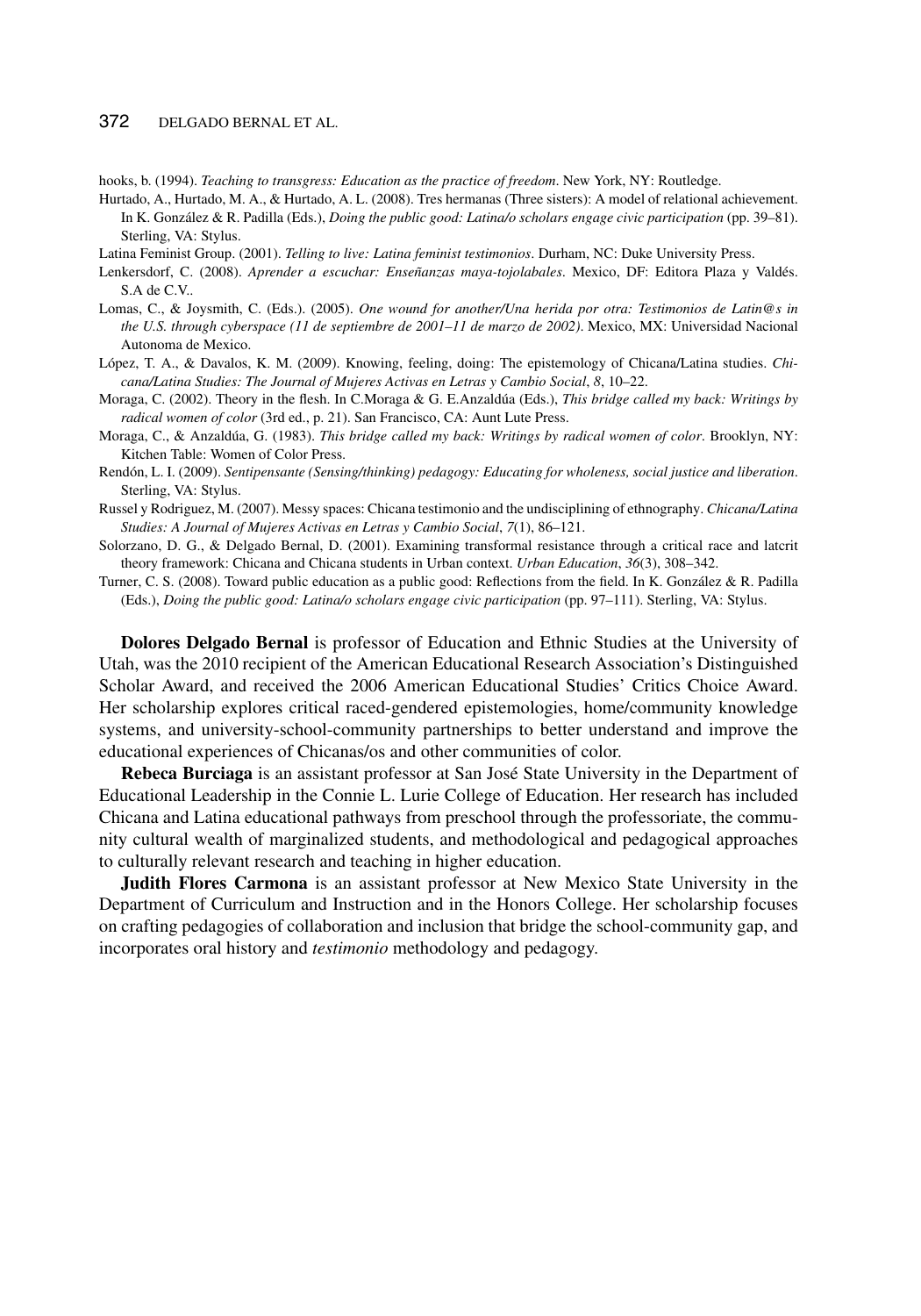hooks, b. (1994). *Teaching to transgress: Education as the practice of freedom*. New York, NY: Routledge.

Hurtado, A., Hurtado, M. A., & Hurtado, A. L. (2008). Tres hermanas (Three sisters): A model of relational achievement. In K. González & R. Padilla (Eds.), *Doing the public good: Latina/o scholars engage civic participation* (pp. 39–81). Sterling, VA: Stylus.

Latina Feminist Group. (2001). *Telling to live: Latina feminist testimonios*. Durham, NC: Duke University Press.

Lenkersdorf, C. (2008). *Aprender a escuchar: Enseñanzas maya-tojolabales*. Mexico, DF: Editora Plaza y Valdés. S.A de C.V..

Lomas, C., & Joysmith, C. (Eds.). (2005). *One wound for another/Una herida por otra: Testimonios de Latin@s in the U.S. through cyberspace (11 de septiembre de 2001–11 de marzo de 2002)*. Mexico, MX: Universidad Nacional Autonoma de Mexico.

López, T. A., & Davalos, K. M. (2009). Knowing, feeling, doing: The epistemology of Chicana/Latina studies. *Chicana/Latina Studies: The Journal of Mujeres Activas en Letras y Cambio Social*, *8*, 10–22.

Moraga, C. (2002). Theory in the flesh. In C.Moraga & G. E.Anzaldúa (Eds.), *This bridge called my back: Writings by radical women of color* (3rd ed., p. 21). San Francisco, CA: Aunt Lute Press.

Moraga, C., & Anzaldúa, G. (1983). *This bridge called my back: Writings by radical women of color*. Brooklyn, NY: Kitchen Table: Women of Color Press.

Rendón, L. I. (2009). *Sentipensante (Sensing/thinking) pedagogy: Educating for wholeness, social justice and liberation*. Sterling, VA: Stylus.

Russel y Rodriguez, M. (2007). Messy spaces: Chicana testimonio and the undisciplining of ethnography. *Chicana/Latina Studies: A Journal of Mujeres Activas en Letras y Cambio Social*, *7*(1), 86–121.

Solorzano, D. G., & Delgado Bernal, D. (2001). Examining transformal resistance through a critical race and latcrit theory framework: Chicana and Chicana students in Urban context. *Urban Education*, *36*(3), 308–342.

Turner, C. S. (2008). Toward public education as a public good: Reflections from the field. In K. González & R. Padilla (Eds.), *Doing the public good: Latina/o scholars engage civic participation* (pp. 97–111). Sterling, VA: Stylus.

**Dolores Delgado Bernal** is professor of Education and Ethnic Studies at the University of Utah, was the 2010 recipient of the American Educational Research Association's Distinguished Scholar Award, and received the 2006 American Educational Studies' Critics Choice Award. Her scholarship explores critical raced-gendered epistemologies, home/community knowledge systems, and university-school-community partnerships to better understand and improve the educational experiences of Chicanas/os and other communities of color.

**Rebeca Burciaga** is an assistant professor at San José State University in the Department of Educational Leadership in the Connie L. Lurie College of Education. Her research has included Chicana and Latina educational pathways from preschool through the professoriate, the community cultural wealth of marginalized students, and methodological and pedagogical approaches to culturally relevant research and teaching in higher education.

**Judith Flores Carmona** is an assistant professor at New Mexico State University in the Department of Curriculum and Instruction and in the Honors College. Her scholarship focuses on crafting pedagogies of collaboration and inclusion that bridge the school-community gap, and incorporates oral history and *testimonio* methodology and pedagogy.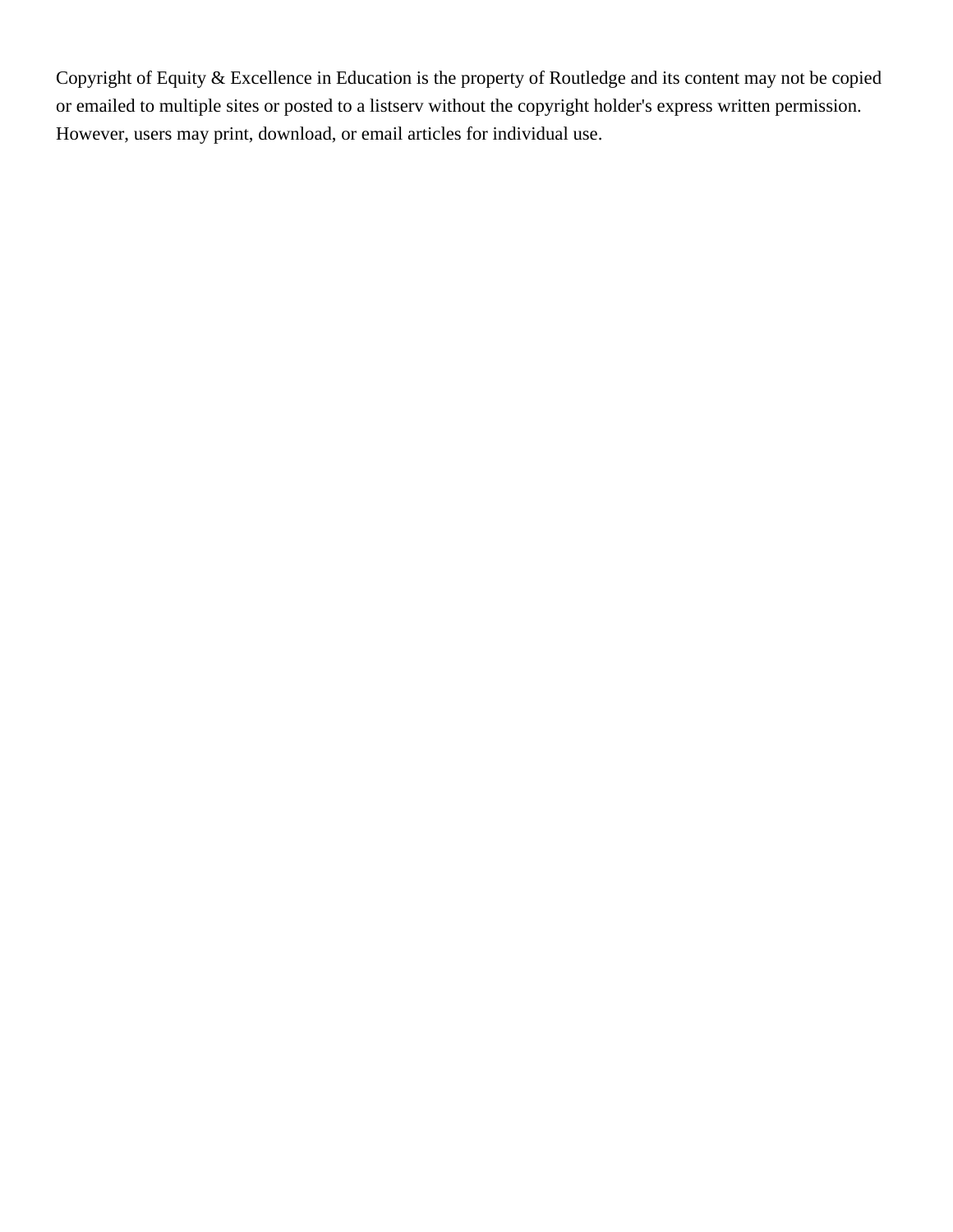Copyright of Equity & Excellence in Education is the property of Routledge and its content may not be copied or emailed to multiple sites or posted to a listserv without the copyright holder's express written permission. However, users may print, download, or email articles for individual use.